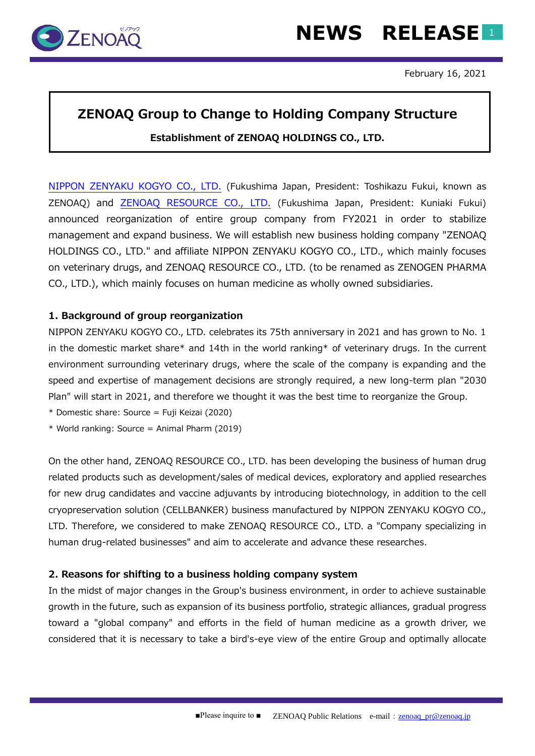February 16, 2021

# ZENOAQ Group to Change to Holding Company Structure

**Establishment of ZENOAQ HOLDINGS CO., LTD.**

NIPPON ZENYAKU KOGYO CO., LTD. (Fukushima Japan, President: Toshikazu Fukui, known as ZENOAQ) and ZENOAQ RESOURCE CO., LTD. (Fukushima Japan, President: Kuniaki Fukui) announced reorganization of entire group company from FY2021 in order to stabilize management and expand business. We will establish new business holding company "ZENOAQ HOLDINGS CO., LTD." and affiliate NIPPON ZENYAKU KOGYO CO., LTD., which mainly focuses on veterinary drugs, and ZENOAQ RESOURCE CO., LTD. (to be renamed as ZENOGEN PHARMA CO., LTD.), which mainly focuses on human medicine as wholly owned subsidiaries.

## 1. Background of group reorganization

NIPPON ZENYAKU KOGYO CO., LTD. celebrates its 75th anniversary in 2021 and has grown to No. 1 in the domestic market share* and 14th in the world ranking* of veterinary drugs. In the current environment surrounding veterinary drugs, where the scale of the company is expanding and the speed and expertise of management decisions are strongly required, a new long-term plan "2030 Plan" will start in 2021, and therefore we thought it was the best time to reorganize the Group.

* Domestic share: Source = Fuji Keizai (2020)
* World ranking: Source = Animal Pharm (2019)

On the other hand, ZENOAQ RESOURCE CO., LTD. has been developing the business of human drug related products such as development/sales of medical devices, exploratory and applied researches for new drug candidates and vaccine adjuvants by introducing biotechnology, in addition to the cell cryopreservation solution (CELLBANKER) business manufactured by NIPPON ZENYAKU KOGYO CO., LTD. Therefore, we considered to make ZENOAQ RESOURCE CO., LTD. a "Company specializing in human drug-related businesses" and aim to accelerate and advance these researches.

## 2. Reasons for shifting to a business holding company system

In the midst of major changes in the Group's business environment, in order to achieve sustainable growth in the future, such as expansion of its business portfolio, strategic alliances, gradual progress toward a "global company" and efforts in the field of human medicine as a growth driver, we considered that it is necessary to take a bird's-eye view of the entire Group and optimally allocate

■Please inquire to ■ ZENOAQ Public Relations e-mail：zenoaq_pr@zenoaq.jp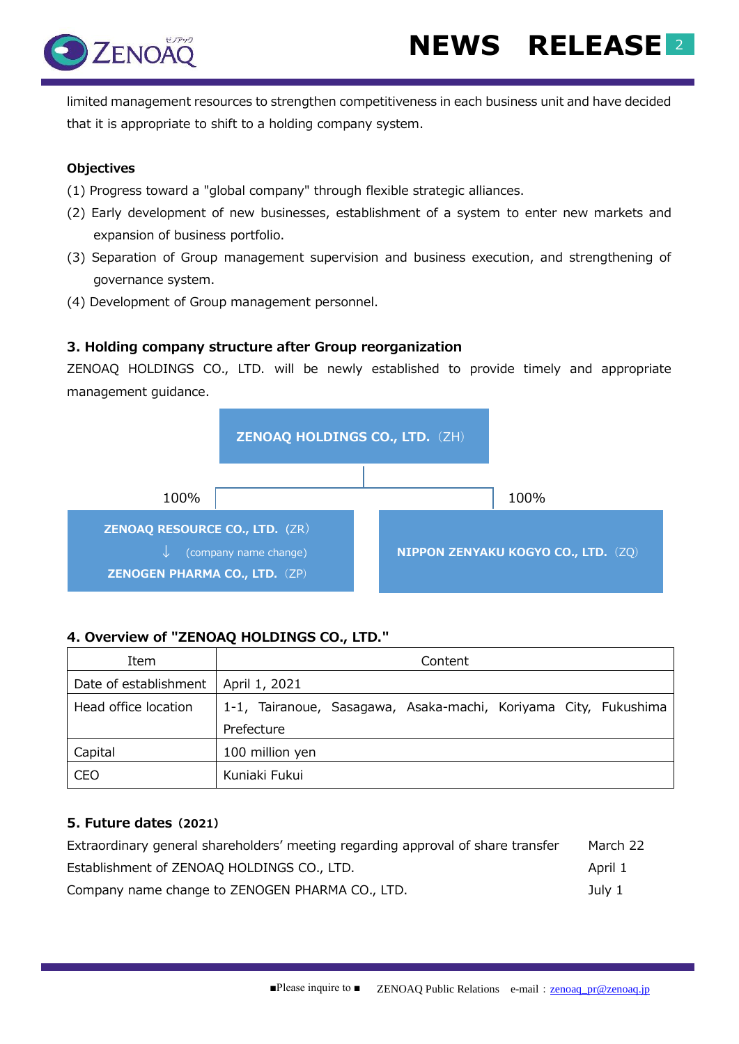limited management resources to strengthen competitiveness in each business unit and have decided that it is appropriate to shift to a holding company system.

**Objectives**

(1) Progress toward a "global company" through flexible strategic alliances.

(2) Early development of new businesses, establishment of a system to enter new markets and expansion of business portfolio.

(3) Separation of Group management supervision and business execution, and strengthening of governance system.

(4) Development of Group management personnel.

### 3. Holding company structure after Group reorganization

ZENOAQ HOLDINGS CO., LTD. will be newly established to provide timely and appropriate management guidance.

ZENOAQ HOLDINGS CO., LTD. (ZH)

100%

ZENOAQ RESOURCE CO., LTD. (ZR)
↓ (company name change)
ZENOGEN PHARMA CO., LTD. (ZP)

100%

NIPPON ZENYAKU KOGYO CO., LTD. (ZQ)

### 4. Overview of "ZENOAQ HOLDINGS CO., LTD."

| Item | Content |
|---|---|
| Date of establishment | April 1, 2021 |
| Head office location | 1-1, Tairanoue, Sasagawa, Asaka-machi, Koriyama City, Fukushima Prefecture |
| Capital | 100 million yen |
| CEO | Kuniaki Fukui |

### 5. Future dates (2021)

| | |
|---|---|
| Extraordinary general shareholders' meeting regarding approval of share transfer | March 22 |
| Establishment of ZENOAQ HOLDINGS CO., LTD. | April 1 |
| Company name change to ZENOGEN PHARMA CO., LTD. | July 1 |

■Please inquire to ■ ZENOAQ Public Relations e-mail：zenoaq_pr@zenoaq.jp